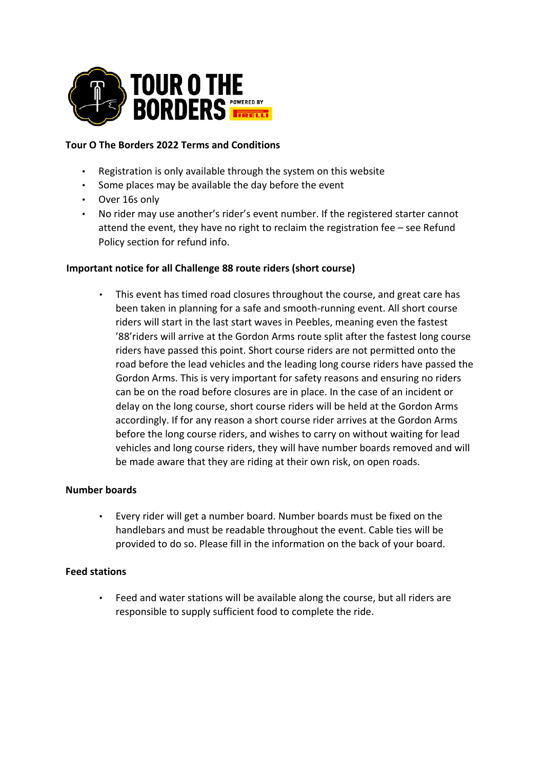TOUR O THE BORDERS POWERED BY PIRELLI

**Tour O The Borders 2022 Terms and Conditions**

- Registration is only available through the system on this website
- Some places may be available the day before the event
- Over 16s only
- No rider may use another's rider's event number. If the registered starter cannot attend the event, they have no right to reclaim the registration fee – see Refund Policy section for refund info.

**Important notice for all Challenge 88 route riders (short course)**

- This event has timed road closures throughout the course, and great care has been taken in planning for a safe and smooth-running event. All short course riders will start in the last start waves in Peebles, meaning even the fastest '88'riders will arrive at the Gordon Arms route split after the fastest long course riders have passed this point. Short course riders are not permitted onto the road before the lead vehicles and the leading long course riders have passed the Gordon Arms. This is very important for safety reasons and ensuring no riders can be on the road before closures are in place. In the case of an incident or delay on the long course, short course riders will be held at the Gordon Arms accordingly. If for any reason a short course rider arrives at the Gordon Arms before the long course riders, and wishes to carry on without waiting for lead vehicles and long course riders, they will have number boards removed and will be made aware that they are riding at their own risk, on open roads.

**Number boards**

- Every rider will get a number board. Number boards must be fixed on the handlebars and must be readable throughout the event. Cable ties will be provided to do so. Please fill in the information on the back of your board.

**Feed stations**

- Feed and water stations will be available along the course, but all riders are responsible to supply sufficient food to complete the ride.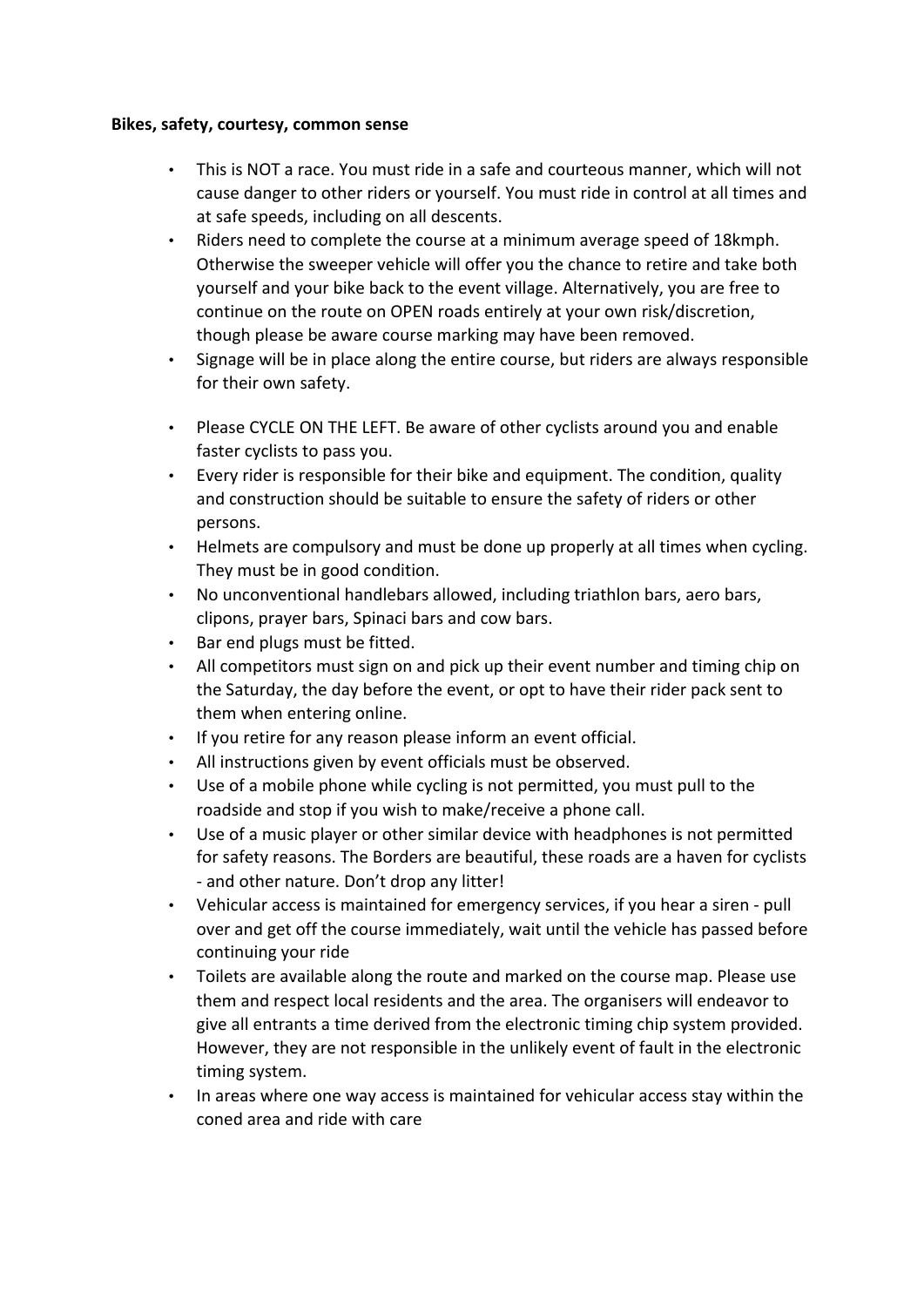**Bikes, safety, courtesy, common sense**

- This is NOT a race. You must ride in a safe and courteous manner, which will not cause danger to other riders or yourself. You must ride in control at all times and at safe speeds, including on all descents.
- Riders need to complete the course at a minimum average speed of 18kmph. Otherwise the sweeper vehicle will offer you the chance to retire and take both yourself and your bike back to the event village. Alternatively, you are free to continue on the route on OPEN roads entirely at your own risk/discretion, though please be aware course marking may have been removed.
- Signage will be in place along the entire course, but riders are always responsible for their own safety.
- Please CYCLE ON THE LEFT. Be aware of other cyclists around you and enable faster cyclists to pass you.
- Every rider is responsible for their bike and equipment. The condition, quality and construction should be suitable to ensure the safety of riders or other persons.
- Helmets are compulsory and must be done up properly at all times when cycling. They must be in good condition.
- No unconventional handlebars allowed, including triathlon bars, aero bars, clipons, prayer bars, Spinaci bars and cow bars.
- Bar end plugs must be fitted.
- All competitors must sign on and pick up their event number and timing chip on the Saturday, the day before the event, or opt to have their rider pack sent to them when entering online.
- If you retire for any reason please inform an event official.
- All instructions given by event officials must be observed.
- Use of a mobile phone while cycling is not permitted, you must pull to the roadside and stop if you wish to make/receive a phone call.
- Use of a music player or other similar device with headphones is not permitted for safety reasons. The Borders are beautiful, these roads are a haven for cyclists - and other nature. Don't drop any litter!
- Vehicular access is maintained for emergency services, if you hear a siren - pull over and get off the course immediately, wait until the vehicle has passed before continuing your ride
- Toilets are available along the route and marked on the course map. Please use them and respect local residents and the area. The organisers will endeavor to give all entrants a time derived from the electronic timing chip system provided. However, they are not responsible in the unlikely event of fault in the electronic timing system.
- In areas where one way access is maintained for vehicular access stay within the coned area and ride with care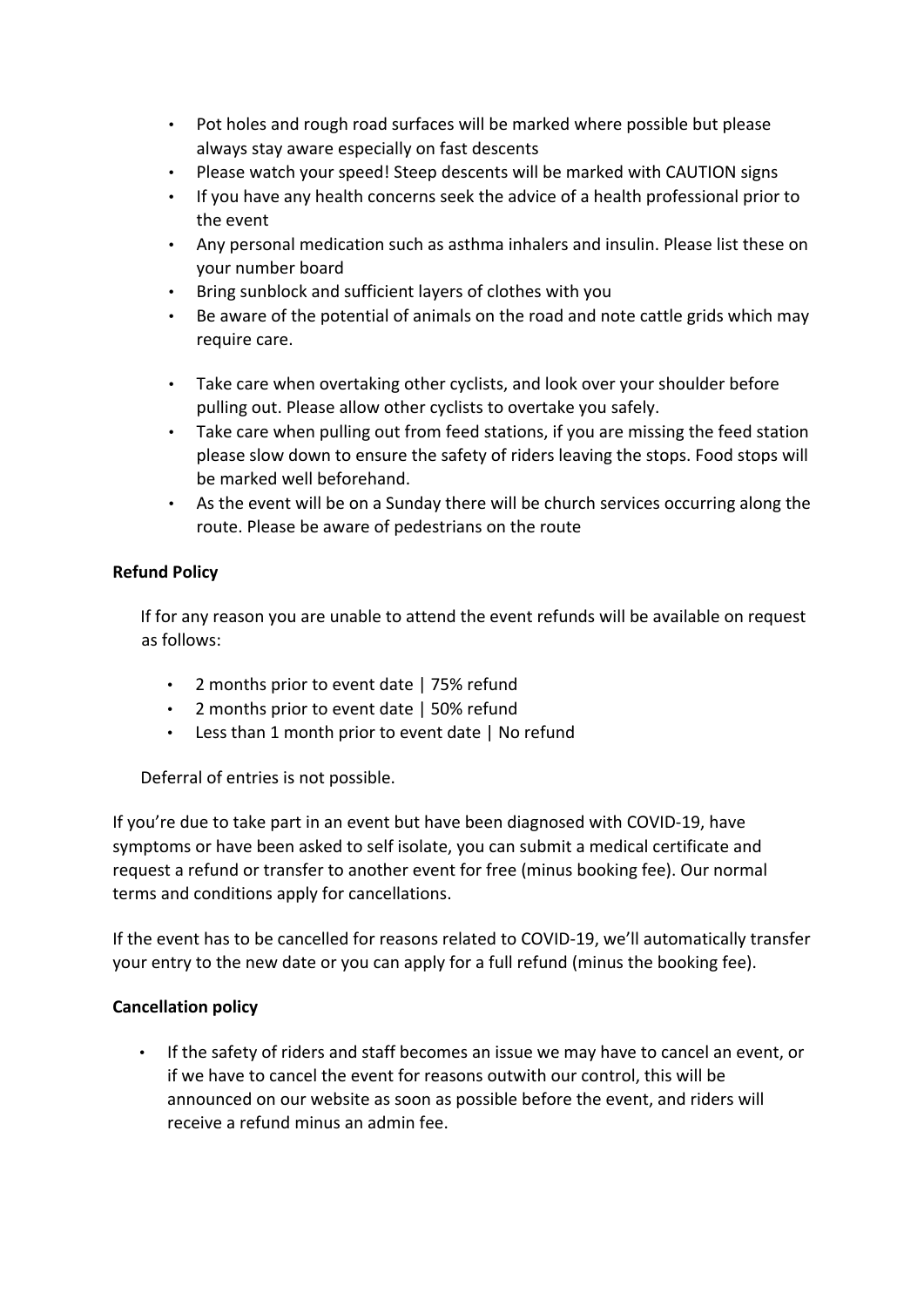- Pot holes and rough road surfaces will be marked where possible but please always stay aware especially on fast descents
- Please watch your speed! Steep descents will be marked with CAUTION signs
- If you have any health concerns seek the advice of a health professional prior to the event
- Any personal medication such as asthma inhalers and insulin. Please list these on your number board
- Bring sunblock and sufficient layers of clothes with you
- Be aware of the potential of animals on the road and note cattle grids which may require care.

- Take care when overtaking other cyclists, and look over your shoulder before pulling out. Please allow other cyclists to overtake you safely.
- Take care when pulling out from feed stations, if you are missing the feed station please slow down to ensure the safety of riders leaving the stops. Food stops will be marked well beforehand.
- As the event will be on a Sunday there will be church services occurring along the route. Please be aware of pedestrians on the route

**Refund Policy**

If for any reason you are unable to attend the event refunds will be available on request as follows:

- 2 months prior to event date | 75% refund
- 2 months prior to event date | 50% refund
- Less than 1 month prior to event date | No refund

Deferral of entries is not possible.

If you're due to take part in an event but have been diagnosed with COVID-19, have symptoms or have been asked to self isolate, you can submit a medical certificate and request a refund or transfer to another event for free (minus booking fee). Our normal terms and conditions apply for cancellations.

If the event has to be cancelled for reasons related to COVID-19, we'll automatically transfer your entry to the new date or you can apply for a full refund (minus the booking fee).

**Cancellation policy**

- If the safety of riders and staff becomes an issue we may have to cancel an event, or if we have to cancel the event for reasons outwith our control, this will be announced on our website as soon as possible before the event, and riders will receive a refund minus an admin fee.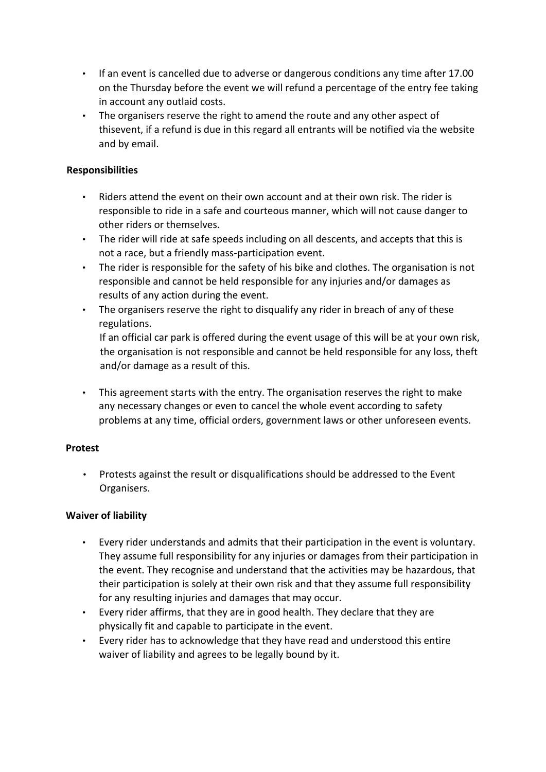- If an event is cancelled due to adverse or dangerous conditions any time after 17.00 on the Thursday before the event we will refund a percentage of the entry fee taking in account any outlaid costs.
- The organisers reserve the right to amend the route and any other aspect of thisevent, if a refund is due in this regard all entrants will be notified via the website and by email.

**Responsibilities**

- Riders attend the event on their own account and at their own risk. The rider is responsible to ride in a safe and courteous manner, which will not cause danger to other riders or themselves.
- The rider will ride at safe speeds including on all descents, and accepts that this is not a race, but a friendly mass-participation event.
- The rider is responsible for the safety of his bike and clothes. The organisation is not responsible and cannot be held responsible for any injuries and/or damages as results of any action during the event.
- The organisers reserve the right to disqualify any rider in breach of any of these regulations.
  If an official car park is offered during the event usage of this will be at your own risk, the organisation is not responsible and cannot be held responsible for any loss, theft and/or damage as a result of this.

- This agreement starts with the entry. The organisation reserves the right to make any necessary changes or even to cancel the whole event according to safety problems at any time, official orders, government laws or other unforeseen events.

**Protest**

- Protests against the result or disqualifications should be addressed to the Event Organisers.

**Waiver of liability**

- Every rider understands and admits that their participation in the event is voluntary. They assume full responsibility for any injuries or damages from their participation in the event. They recognise and understand that the activities may be hazardous, that their participation is solely at their own risk and that they assume full responsibility for any resulting injuries and damages that may occur.
- Every rider affirms, that they are in good health. They declare that they are physically fit and capable to participate in the event.
- Every rider has to acknowledge that they have read and understood this entire waiver of liability and agrees to be legally bound by it.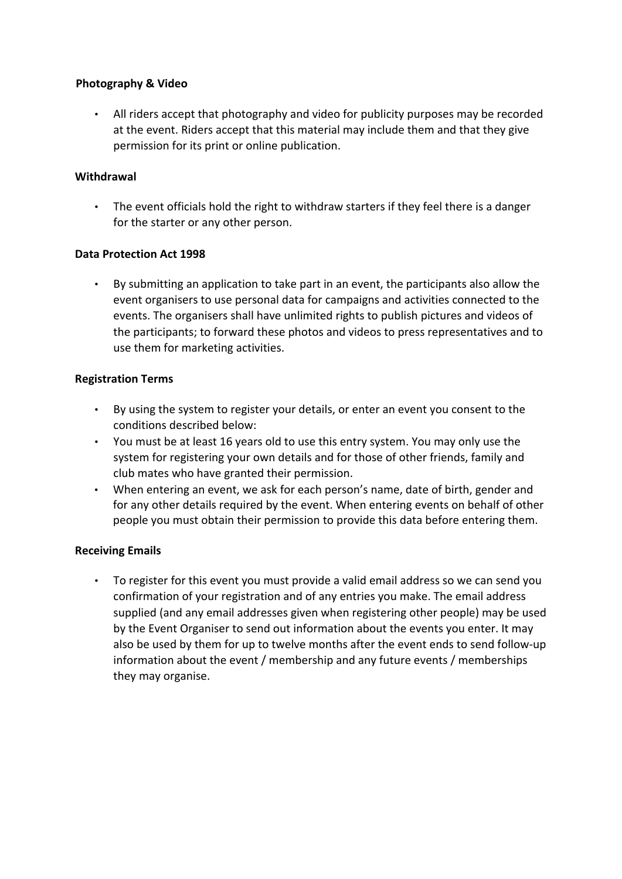**Photography & Video**

- All riders accept that photography and video for publicity purposes may be recorded at the event. Riders accept that this material may include them and that they give permission for its print or online publication.

**Withdrawal**

- The event officials hold the right to withdraw starters if they feel there is a danger for the starter or any other person.

**Data Protection Act 1998**

- By submitting an application to take part in an event, the participants also allow the event organisers to use personal data for campaigns and activities connected to the events. The organisers shall have unlimited rights to publish pictures and videos of the participants; to forward these photos and videos to press representatives and to use them for marketing activities.

**Registration Terms**

- By using the system to register your details, or enter an event you consent to the conditions described below:
- You must be at least 16 years old to use this entry system. You may only use the system for registering your own details and for those of other friends, family and club mates who have granted their permission.
- When entering an event, we ask for each person's name, date of birth, gender and for any other details required by the event. When entering events on behalf of other people you must obtain their permission to provide this data before entering them.

**Receiving Emails**

- To register for this event you must provide a valid email address so we can send you confirmation of your registration and of any entries you make. The email address supplied (and any email addresses given when registering other people) may be used by the Event Organiser to send out information about the events you enter. It may also be used by them for up to twelve months after the event ends to send follow-up information about the event / membership and any future events / memberships they may organise.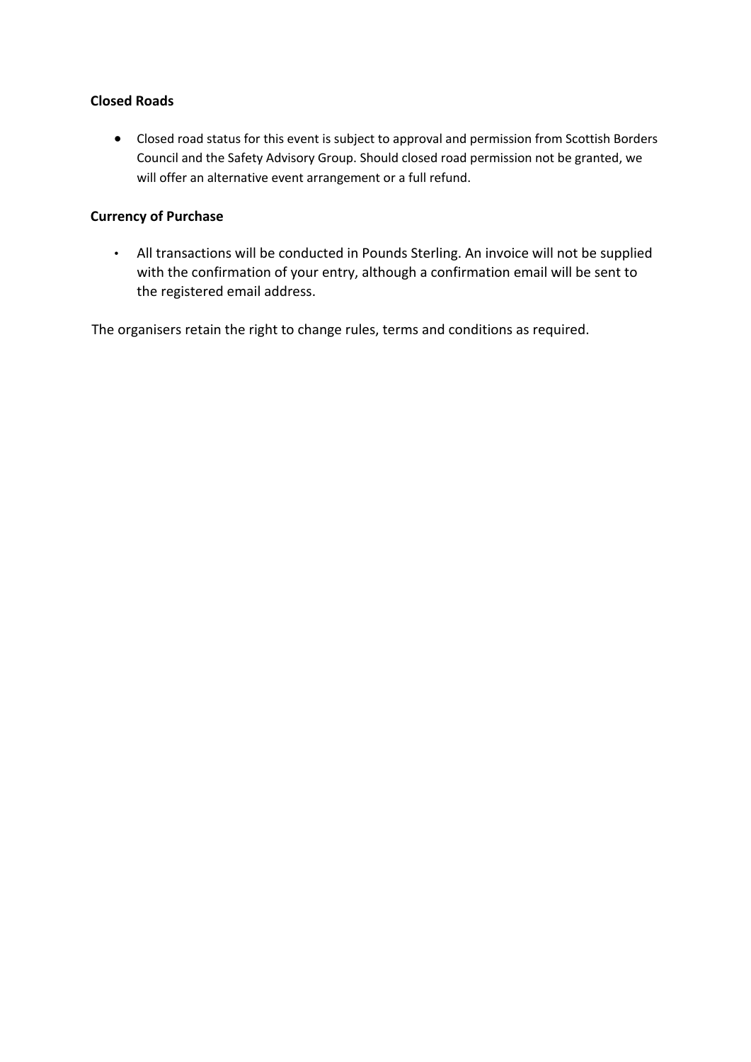**Closed Roads**

- Closed road status for this event is subject to approval and permission from Scottish Borders Council and the Safety Advisory Group. Should closed road permission not be granted, we will offer an alternative event arrangement or a full refund.

**Currency of Purchase**

- All transactions will be conducted in Pounds Sterling. An invoice will not be supplied with the confirmation of your entry, although a confirmation email will be sent to the registered email address.

The organisers retain the right to change rules, terms and conditions as required.